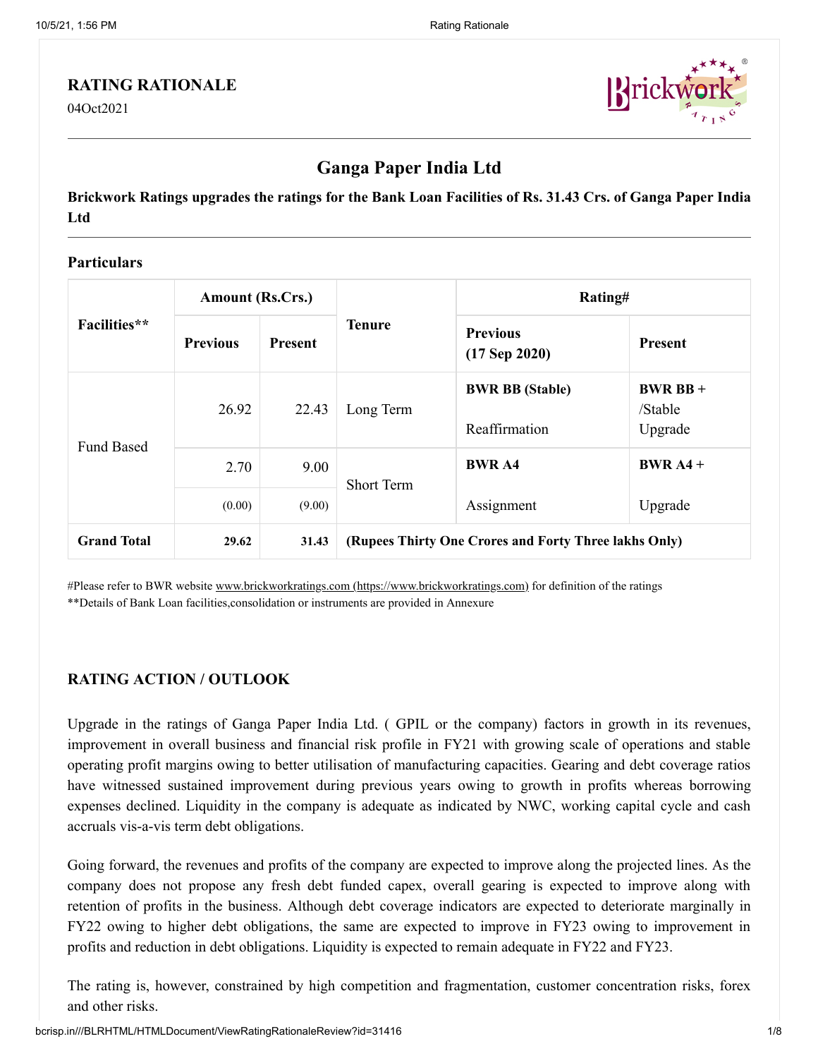# RATING RATIONALE

04Oct2021

## Ganga Paper India Ltd

**Brickwork Ratings upgrades the ratings for the Bank Loan Facilities of Rs. 31.43 Crs. of Ganga Paper India Ltd**

### Particulars

| Facilities** | Amount (Rs.Crs.) | | Tenure | Rating# | |
|---|---|---|---|---|---|
| | Previous | Present | | Previous (17 Sep 2020) | Present |
| Fund Based | 26.92 | 22.43 | Long Term | **BWR BB (Stable)** Reaffirmation | **BWR BB +** /Stable Upgrade |
| | 2.70 | 9.00 | Short Term | **BWR A4** Assignment | **BWR A4 +** Upgrade |
| | (0.00) | (9.00) | | | |
| **Grand Total** | **29.62** | **31.43** | **(Rupees Thirty One Crores and Forty Three lakhs Only)** | | |

#Please refer to BWR website www.brickworkratings.com (https://www.brickworkratings.com) for definition of the ratings
**Details of Bank Loan facilities,consolidation or instruments are provided in Annexure

### RATING ACTION / OUTLOOK

Upgrade in the ratings of Ganga Paper India Ltd. ( GPIL or the company) factors in growth in its revenues, improvement in overall business and financial risk profile in FY21 with growing scale of operations and stable operating profit margins owing to better utilisation of manufacturing capacities. Gearing and debt coverage ratios have witnessed sustained improvement during previous years owing to growth in profits whereas borrowing expenses declined. Liquidity in the company is adequate as indicated by NWC, working capital cycle and cash accruals vis-a-vis term debt obligations.

Going forward, the revenues and profits of the company are expected to improve along the projected lines. As the company does not propose any fresh debt funded capex, overall gearing is expected to improve along with retention of profits in the business. Although debt coverage indicators are expected to deteriorate marginally in FY22 owing to higher debt obligations, the same are expected to improve in FY23 owing to improvement in profits and reduction in debt obligations. Liquidity is expected to remain adequate in FY22 and FY23.

The rating is, however, constrained by high competition and fragmentation, customer concentration risks, forex and other risks.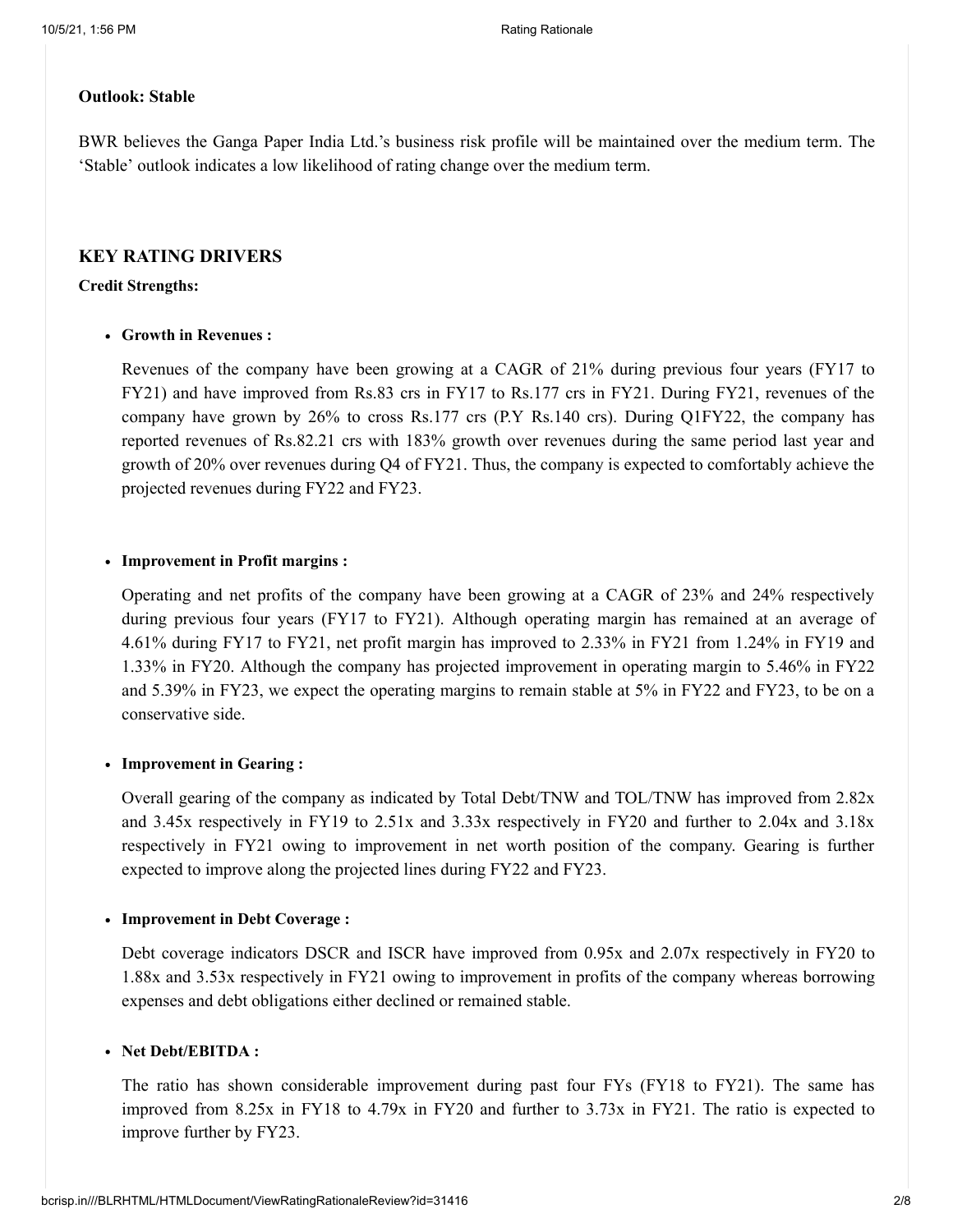**Outlook: Stable**

BWR believes the Ganga Paper India Ltd.'s business risk profile will be maintained over the medium term. The 'Stable' outlook indicates a low likelihood of rating change over the medium term.

## KEY RATING DRIVERS

**Credit Strengths:**

- **Growth in Revenues :**

  Revenues of the company have been growing at a CAGR of 21% during previous four years (FY17 to FY21) and have improved from Rs.83 crs in FY17 to Rs.177 crs in FY21. During FY21, revenues of the company have grown by 26% to cross Rs.177 crs (P.Y Rs.140 crs). During Q1FY22, the company has reported revenues of Rs.82.21 crs with 183% growth over revenues during the same period last year and growth of 20% over revenues during Q4 of FY21. Thus, the company is expected to comfortably achieve the projected revenues during FY22 and FY23.

- **Improvement in Profit margins :**

  Operating and net profits of the company have been growing at a CAGR of 23% and 24% respectively during previous four years (FY17 to FY21). Although operating margin has remained at an average of 4.61% during FY17 to FY21, net profit margin has improved to 2.33% in FY21 from 1.24% in FY19 and 1.33% in FY20. Although the company has projected improvement in operating margin to 5.46% in FY22 and 5.39% in FY23, we expect the operating margins to remain stable at 5% in FY22 and FY23, to be on a conservative side.

- **Improvement in Gearing :**

  Overall gearing of the company as indicated by Total Debt/TNW and TOL/TNW has improved from 2.82x and 3.45x respectively in FY19 to 2.51x and 3.33x respectively in FY20 and further to 2.04x and 3.18x respectively in FY21 owing to improvement in net worth position of the company. Gearing is further expected to improve along the projected lines during FY22 and FY23.

- **Improvement in Debt Coverage :**

  Debt coverage indicators DSCR and ISCR have improved from 0.95x and 2.07x respectively in FY20 to 1.88x and 3.53x respectively in FY21 owing to improvement in profits of the company whereas borrowing expenses and debt obligations either declined or remained stable.

- **Net Debt/EBITDA :**

  The ratio has shown considerable improvement during past four FYs (FY18 to FY21). The same has improved from 8.25x in FY18 to 4.79x in FY20 and further to 3.73x in FY21. The ratio is expected to improve further by FY23.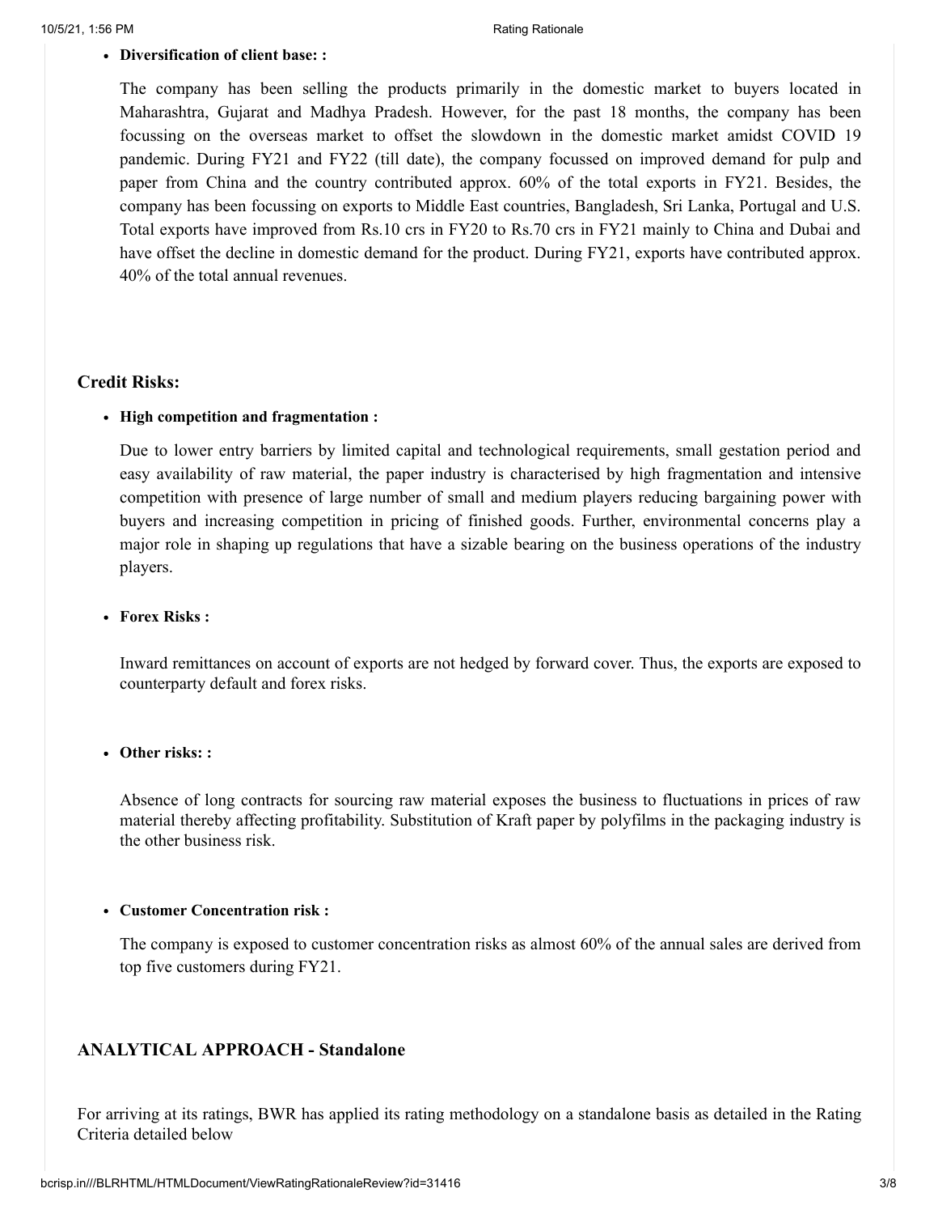- **Diversification of client base: :**

  The company has been selling the products primarily in the domestic market to buyers located in Maharashtra, Gujarat and Madhya Pradesh. However, for the past 18 months, the company has been focussing on the overseas market to offset the slowdown in the domestic market amidst COVID 19 pandemic. During FY21 and FY22 (till date), the company focussed on improved demand for pulp and paper from China and the country contributed approx. 60% of the total exports in FY21. Besides, the company has been focussing on exports to Middle East countries, Bangladesh, Sri Lanka, Portugal and U.S. Total exports have improved from Rs.10 crs in FY20 to Rs.70 crs in FY21 mainly to China and Dubai and have offset the decline in domestic demand for the product. During FY21, exports have contributed approx. 40% of the total annual revenues.

### Credit Risks:

- **High competition and fragmentation :**

  Due to lower entry barriers by limited capital and technological requirements, small gestation period and easy availability of raw material, the paper industry is characterised by high fragmentation and intensive competition with presence of large number of small and medium players reducing bargaining power with buyers and increasing competition in pricing of finished goods. Further, environmental concerns play a major role in shaping up regulations that have a sizable bearing on the business operations of the industry players.

- **Forex Risks :**

  Inward remittances on account of exports are not hedged by forward cover. Thus, the exports are exposed to counterparty default and forex risks.

- **Other risks: :**

  Absence of long contracts for sourcing raw material exposes the business to fluctuations in prices of raw material thereby affecting profitability. Substitution of Kraft paper by polyfilms in the packaging industry is the other business risk.

- **Customer Concentration risk :**

  The company is exposed to customer concentration risks as almost 60% of the annual sales are derived from top five customers during FY21.

### ANALYTICAL APPROACH - Standalone

For arriving at its ratings, BWR has applied its rating methodology on a standalone basis as detailed in the Rating Criteria detailed below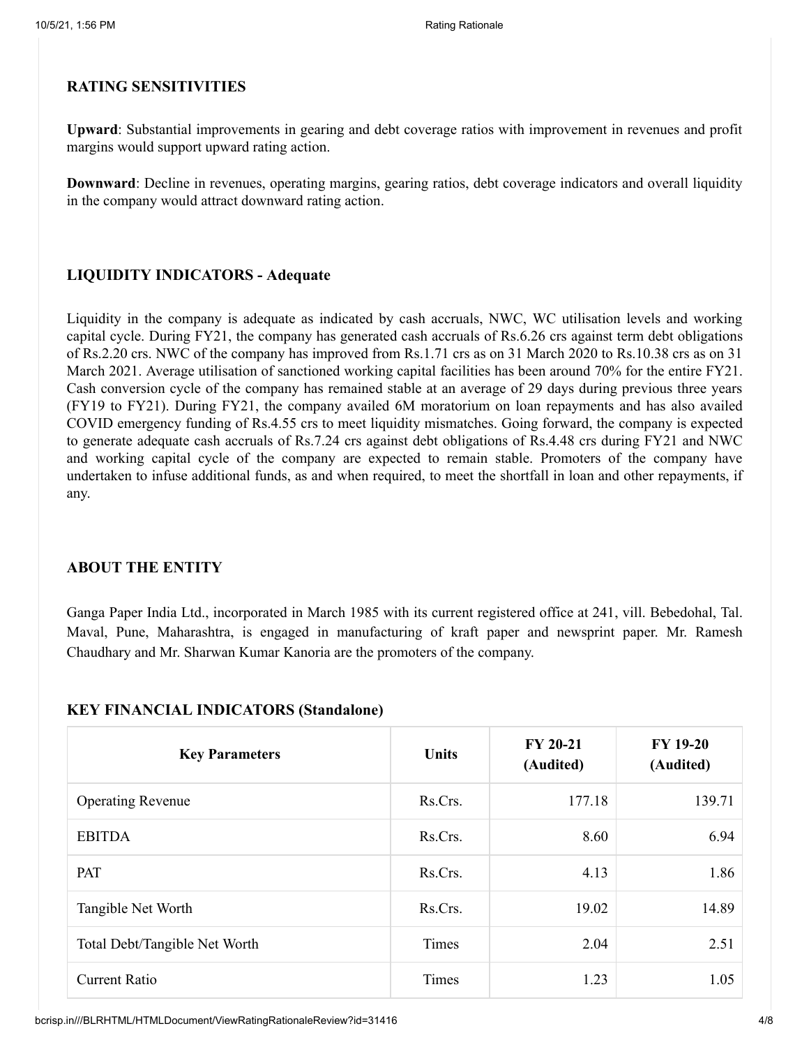## RATING SENSITIVITIES

**Upward**: Substantial improvements in gearing and debt coverage ratios with improvement in revenues and profit margins would support upward rating action.

**Downward**: Decline in revenues, operating margins, gearing ratios, debt coverage indicators and overall liquidity in the company would attract downward rating action.

## LIQUIDITY INDICATORS - Adequate

Liquidity in the company is adequate as indicated by cash accruals, NWC, WC utilisation levels and working capital cycle. During FY21, the company has generated cash accruals of Rs.6.26 crs against term debt obligations of Rs.2.20 crs. NWC of the company has improved from Rs.1.71 crs as on 31 March 2020 to Rs.10.38 crs as on 31 March 2021. Average utilisation of sanctioned working capital facilities has been around 70% for the entire FY21. Cash conversion cycle of the company has remained stable at an average of 29 days during previous three years (FY19 to FY21). During FY21, the company availed 6M moratorium on loan repayments and has also availed COVID emergency funding of Rs.4.55 crs to meet liquidity mismatches. Going forward, the company is expected to generate adequate cash accruals of Rs.7.24 crs against debt obligations of Rs.4.48 crs during FY21 and NWC and working capital cycle of the company are expected to remain stable. Promoters of the company have undertaken to infuse additional funds, as and when required, to meet the shortfall in loan and other repayments, if any.

## ABOUT THE ENTITY

Ganga Paper India Ltd., incorporated in March 1985 with its current registered office at 241, vill. Bebedohal, Tal. Maval, Pune, Maharashtra, is engaged in manufacturing of kraft paper and newsprint paper. Mr. Ramesh Chaudhary and Mr. Sharwan Kumar Kanoria are the promoters of the company.

## KEY FINANCIAL INDICATORS (Standalone)

| Key Parameters | Units | FY 20-21 (Audited) | FY 19-20 (Audited) |
|---|---|---|---|
| Operating Revenue | Rs.Crs. | 177.18 | 139.71 |
| EBITDA | Rs.Crs. | 8.60 | 6.94 |
| PAT | Rs.Crs. | 4.13 | 1.86 |
| Tangible Net Worth | Rs.Crs. | 19.02 | 14.89 |
| Total Debt/Tangible Net Worth | Times | 2.04 | 2.51 |
| Current Ratio | Times | 1.23 | 1.05 |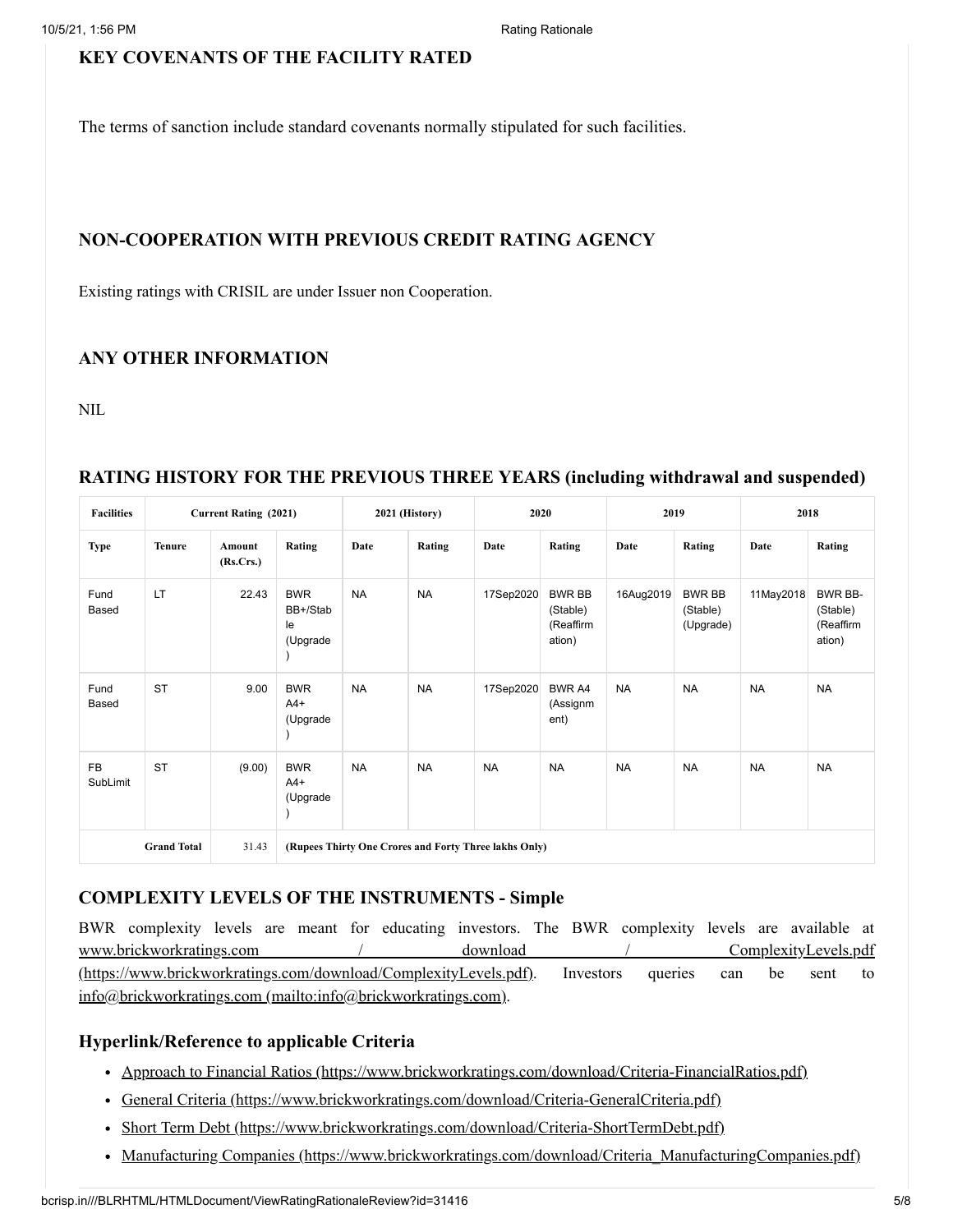## KEY COVENANTS OF THE FACILITY RATED

The terms of sanction include standard covenants normally stipulated for such facilities.

## NON-COOPERATION WITH PREVIOUS CREDIT RATING AGENCY

Existing ratings with CRISIL are under Issuer non Cooperation.

## ANY OTHER INFORMATION

NIL

## RATING HISTORY FOR THE PREVIOUS THREE YEARS (including withdrawal and suspended)

| Facilities | Current Rating (2021) | | | 2021 (History) | | 2020 | | 2019 | | 2018 | |
|---|---|---|---|---|---|---|---|---|---|---|---|
| Type | Tenure | Amount (Rs.Crs.) | Rating | Date | Rating | Date | Rating | Date | Rating | Date | Rating |
| Fund Based | LT | 22.43 | BWR BB+/Stable (Upgrade) | NA | NA | 17Sep2020 | BWR BB (Stable) (Reaffirmation) | 16Aug2019 | BWR BB (Stable) (Upgrade) | 11May2018 | BWR BB- (Stable) (Reaffirmation) |
| Fund Based | ST | 9.00 | BWR A4+ (Upgrade) | NA | NA | 17Sep2020 | BWR A4 (Assignment) | NA | NA | NA | NA |
| FB SubLimit | ST | (9.00) | BWR A4+ (Upgrade) | NA | NA | NA | NA | NA | NA | NA | NA |
| Grand Total | | 31.43 | (Rupees Thirty One Crores and Forty Three lakhs Only) | | | | | | | | |

## COMPLEXITY LEVELS OF THE INSTRUMENTS - Simple

BWR complexity levels are meant for educating investors. The BWR complexity levels are available at www.brickworkratings.com / download / ComplexityLevels.pdf (https://www.brickworkratings.com/download/ComplexityLevels.pdf). Investors queries can be sent to info@brickworkratings.com (mailto:info@brickworkratings.com).

### Hyperlink/Reference to applicable Criteria

- Approach to Financial Ratios (https://www.brickworkratings.com/download/Criteria-FinancialRatios.pdf)
- General Criteria (https://www.brickworkratings.com/download/Criteria-GeneralCriteria.pdf)
- Short Term Debt (https://www.brickworkratings.com/download/Criteria-ShortTermDebt.pdf)
- Manufacturing Companies (https://www.brickworkratings.com/download/Criteria_ManufacturingCompanies.pdf)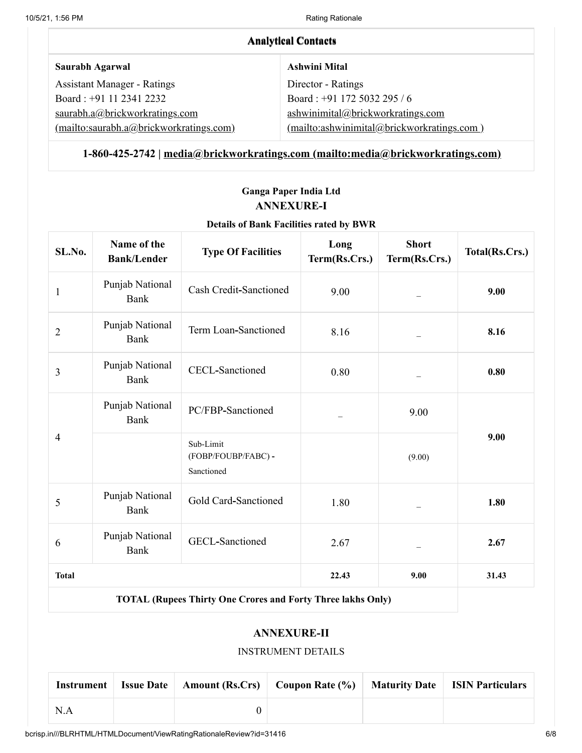## Analytical Contacts

| Saurabh Agarwal | Ashwini Mital |
| --- | --- |
| Assistant Manager - Ratings<br>Board : +91 11 2341 2232<br>saurabh.a@brickworkratings.com (mailto:saurabh.a@brickworkratings.com) | Director - Ratings<br>Board : +91 172 5032 295 / 6<br>ashwinimital@brickworkratings.com (mailto:ashwinimital@brickworkratings.com ) |

**1-860-425-2742 | media@brickworkratings.com (mailto:media@brickworkratings.com)**

### Ganga Paper India Ltd

### ANNEXURE-I

**Details of Bank Facilities rated by BWR**

| SL.No. | Name of the Bank/Lender | Type Of Facilities | Long Term(Rs.Crs.) | Short Term(Rs.Crs.) | Total(Rs.Crs.) |
| --- | --- | --- | --- | --- | --- |
| 1 | Punjab National Bank | Cash Credit-Sanctioned | 9.00 | _ | **9.00** |
| 2 | Punjab National Bank | Term Loan-Sanctioned | 8.16 | _ | **8.16** |
| 3 | Punjab National Bank | CECL-Sanctioned | 0.80 | _ | **0.80** |
| 4 | Punjab National Bank | PC/FBP-Sanctioned | _ | 9.00 | **9.00** |
| | | Sub-Limit (FOBP/FOUBP/FABC) - Sanctioned | | (9.00) | |
| 5 | Punjab National Bank | Gold Card-Sanctioned | 1.80 | _ | **1.80** |
| 6 | Punjab National Bank | GECL-Sanctioned | 2.67 | _ | **2.67** |
| **Total** | | | **22.43** | **9.00** | **31.43** |

**TOTAL (Rupees Thirty One Crores and Forty Three lakhs Only)**

### ANNEXURE-II

INSTRUMENT DETAILS

| Instrument | Issue Date | Amount (Rs.Crs) | Coupon Rate (%) | Maturity Date | ISIN Particulars |
| --- | --- | --- | --- | --- | --- |
| N.A | | 0 | | | |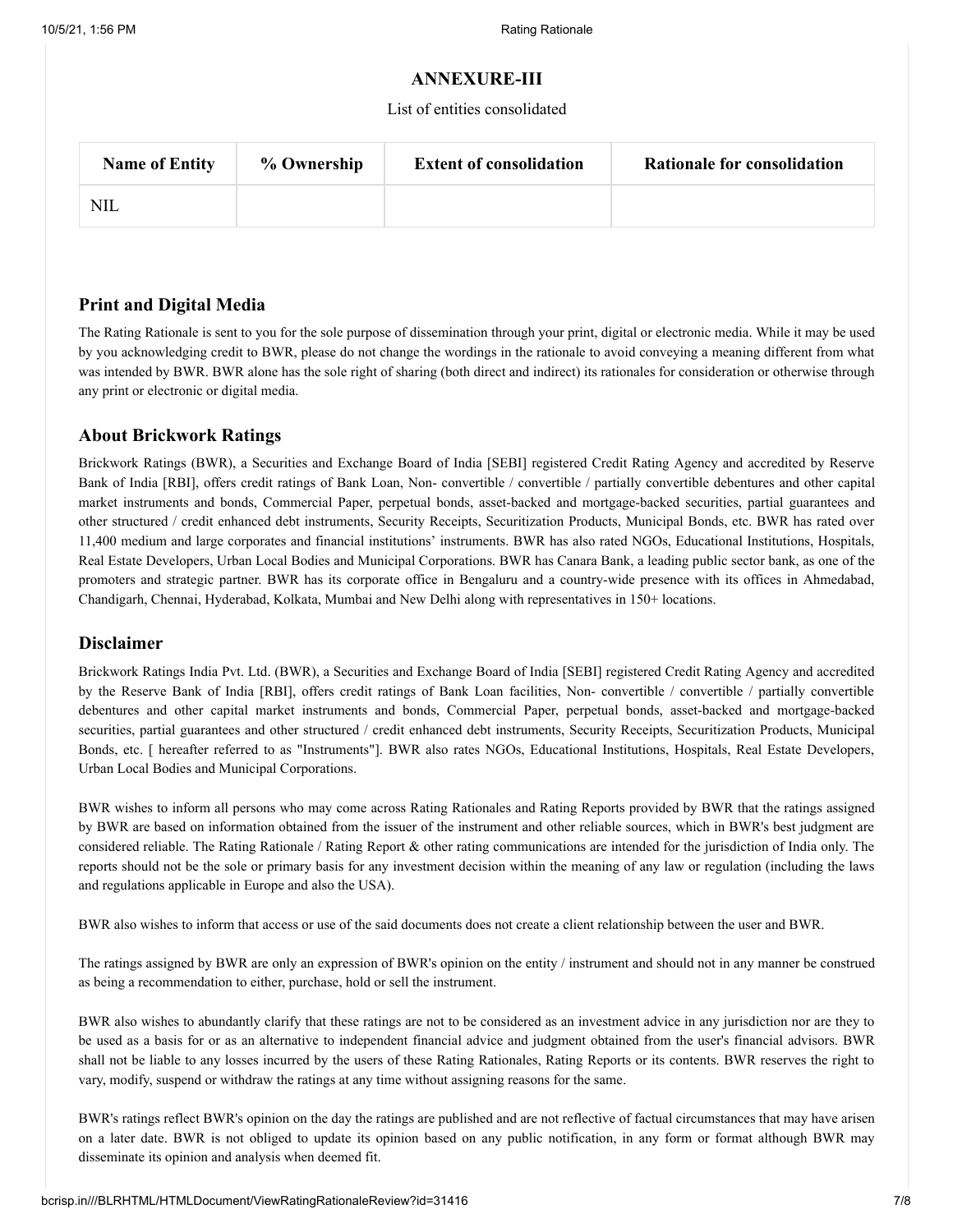## ANNEXURE-III

List of entities consolidated

| Name of Entity | % Ownership | Extent of consolidation | Rationale for consolidation |
|---|---|---|---|
| NIL | | | |

## Print and Digital Media

The Rating Rationale is sent to you for the sole purpose of dissemination through your print, digital or electronic media. While it may be used by you acknowledging credit to BWR, please do not change the wordings in the rationale to avoid conveying a meaning different from what was intended by BWR. BWR alone has the sole right of sharing (both direct and indirect) its rationales for consideration or otherwise through any print or electronic or digital media.

## About Brickwork Ratings

Brickwork Ratings (BWR), a Securities and Exchange Board of India [SEBI] registered Credit Rating Agency and accredited by Reserve Bank of India [RBI], offers credit ratings of Bank Loan, Non- convertible / convertible / partially convertible debentures and other capital market instruments and bonds, Commercial Paper, perpetual bonds, asset-backed and mortgage-backed securities, partial guarantees and other structured / credit enhanced debt instruments, Security Receipts, Securitization Products, Municipal Bonds, etc. BWR has rated over 11,400 medium and large corporates and financial institutions' instruments. BWR has also rated NGOs, Educational Institutions, Hospitals, Real Estate Developers, Urban Local Bodies and Municipal Corporations. BWR has Canara Bank, a leading public sector bank, as one of the promoters and strategic partner. BWR has its corporate office in Bengaluru and a country-wide presence with its offices in Ahmedabad, Chandigarh, Chennai, Hyderabad, Kolkata, Mumbai and New Delhi along with representatives in 150+ locations.

## Disclaimer

Brickwork Ratings India Pvt. Ltd. (BWR), a Securities and Exchange Board of India [SEBI] registered Credit Rating Agency and accredited by the Reserve Bank of India [RBI], offers credit ratings of Bank Loan facilities, Non- convertible / convertible / partially convertible debentures and other capital market instruments and bonds, Commercial Paper, perpetual bonds, asset-backed and mortgage-backed securities, partial guarantees and other structured / credit enhanced debt instruments, Security Receipts, Securitization Products, Municipal Bonds, etc. [ hereafter referred to as "Instruments"]. BWR also rates NGOs, Educational Institutions, Hospitals, Real Estate Developers, Urban Local Bodies and Municipal Corporations.

BWR wishes to inform all persons who may come across Rating Rationales and Rating Reports provided by BWR that the ratings assigned by BWR are based on information obtained from the issuer of the instrument and other reliable sources, which in BWR's best judgment are considered reliable. The Rating Rationale / Rating Report & other rating communications are intended for the jurisdiction of India only. The reports should not be the sole or primary basis for any investment decision within the meaning of any law or regulation (including the laws and regulations applicable in Europe and also the USA).

BWR also wishes to inform that access or use of the said documents does not create a client relationship between the user and BWR.

The ratings assigned by BWR are only an expression of BWR's opinion on the entity / instrument and should not in any manner be construed as being a recommendation to either, purchase, hold or sell the instrument.

BWR also wishes to abundantly clarify that these ratings are not to be considered as an investment advice in any jurisdiction nor are they to be used as a basis for or as an alternative to independent financial advice and judgment obtained from the user's financial advisors. BWR shall not be liable to any losses incurred by the users of these Rating Rationales, Rating Reports or its contents. BWR reserves the right to vary, modify, suspend or withdraw the ratings at any time without assigning reasons for the same.

BWR's ratings reflect BWR's opinion on the day the ratings are published and are not reflective of factual circumstances that may have arisen on a later date. BWR is not obliged to update its opinion based on any public notification, in any form or format although BWR may disseminate its opinion and analysis when deemed fit.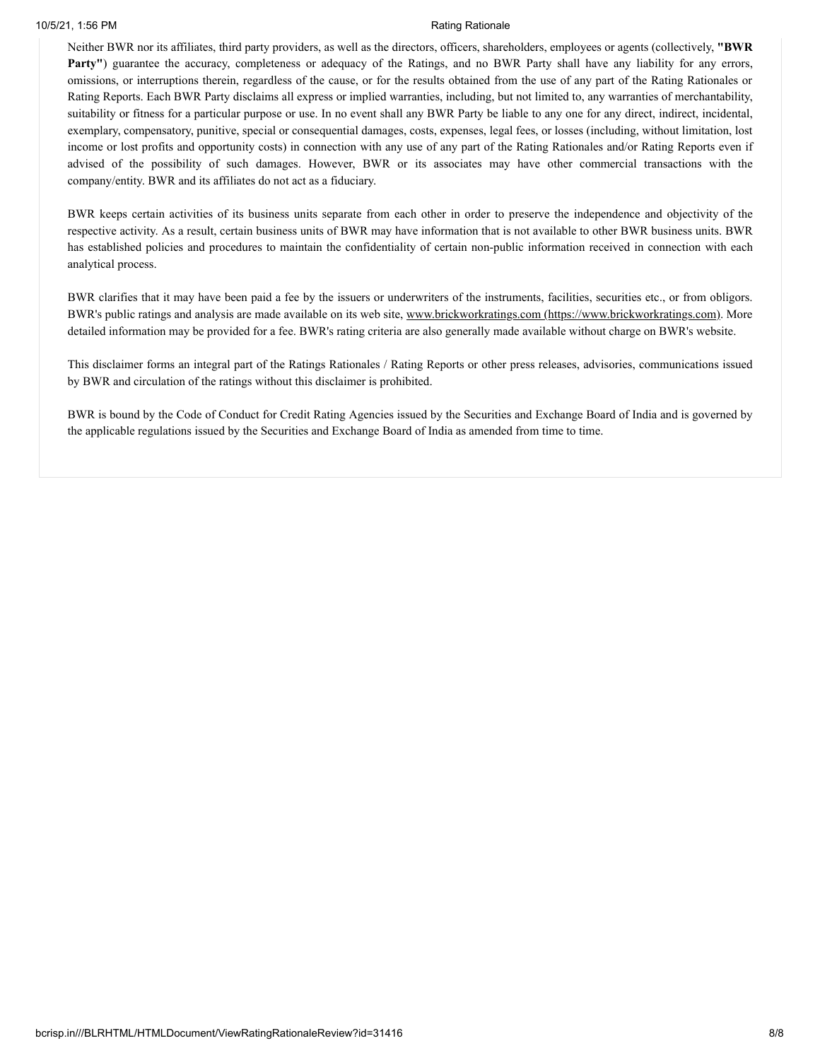Neither BWR nor its affiliates, third party providers, as well as the directors, officers, shareholders, employees or agents (collectively, **"BWR Party"**) guarantee the accuracy, completeness or adequacy of the Ratings, and no BWR Party shall have any liability for any errors, omissions, or interruptions therein, regardless of the cause, or for the results obtained from the use of any part of the Rating Rationales or Rating Reports. Each BWR Party disclaims all express or implied warranties, including, but not limited to, any warranties of merchantability, suitability or fitness for a particular purpose or use. In no event shall any BWR Party be liable to any one for any direct, indirect, incidental, exemplary, compensatory, punitive, special or consequential damages, costs, expenses, legal fees, or losses (including, without limitation, lost income or lost profits and opportunity costs) in connection with any use of any part of the Rating Rationales and/or Rating Reports even if advised of the possibility of such damages. However, BWR or its associates may have other commercial transactions with the company/entity. BWR and its affiliates do not act as a fiduciary.

BWR keeps certain activities of its business units separate from each other in order to preserve the independence and objectivity of the respective activity. As a result, certain business units of BWR may have information that is not available to other BWR business units. BWR has established policies and procedures to maintain the confidentiality of certain non-public information received in connection with each analytical process.

BWR clarifies that it may have been paid a fee by the issuers or underwriters of the instruments, facilities, securities etc., or from obligors. BWR's public ratings and analysis are made available on its web site, www.brickworkratings.com (https://www.brickworkratings.com). More detailed information may be provided for a fee. BWR's rating criteria are also generally made available without charge on BWR's website.

This disclaimer forms an integral part of the Ratings Rationales / Rating Reports or other press releases, advisories, communications issued by BWR and circulation of the ratings without this disclaimer is prohibited.

BWR is bound by the Code of Conduct for Credit Rating Agencies issued by the Securities and Exchange Board of India and is governed by the applicable regulations issued by the Securities and Exchange Board of India as amended from time to time.